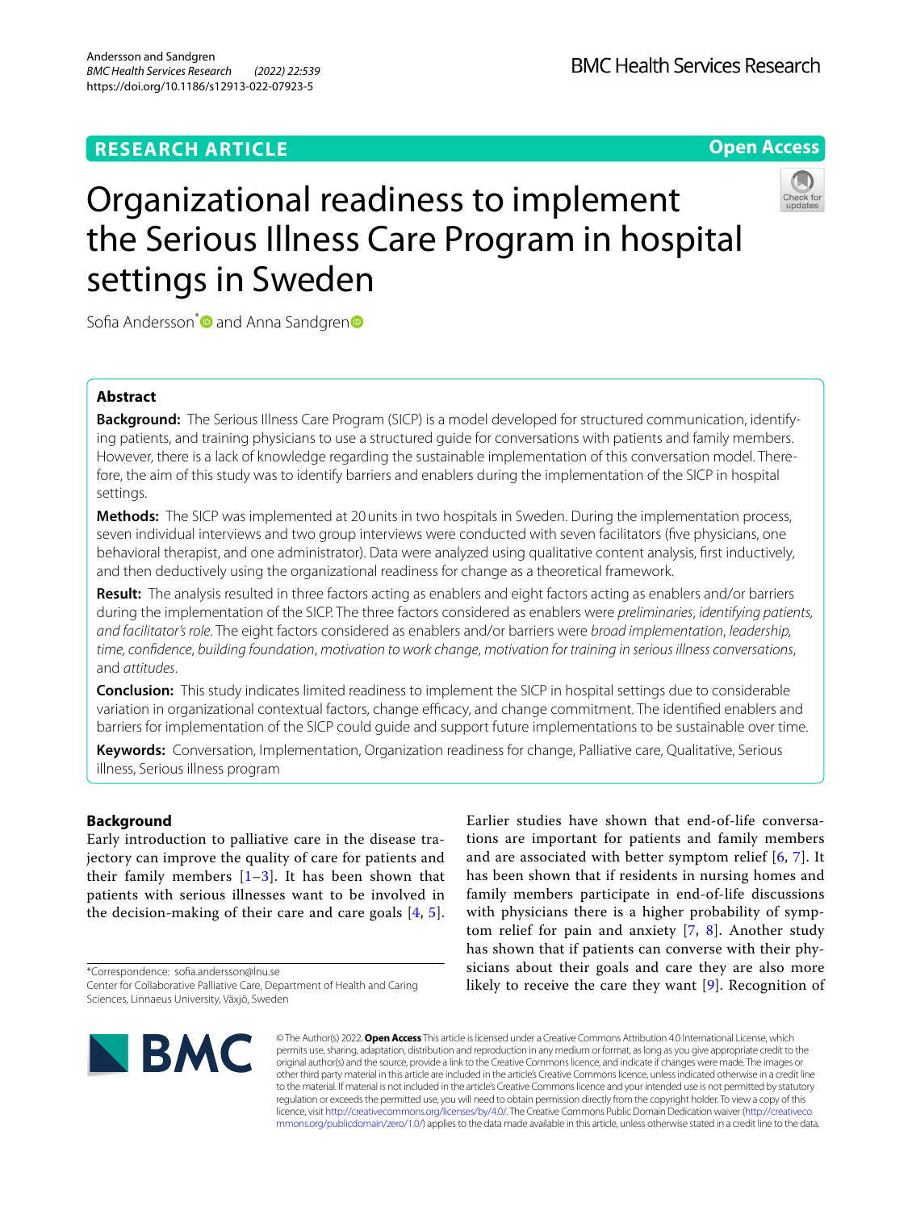**RESEARCH ARTICLE** **Open Access**

# Organizational readiness to implement the Serious Illness Care Program in hospital settings in Sweden

Sofia Andersson* and Anna Sandgren

## Abstract

**Background:** The Serious Illness Care Program (SICP) is a model developed for structured communication, identifying patients, and training physicians to use a structured guide for conversations with patients and family members. However, there is a lack of knowledge regarding the sustainable implementation of this conversation model. Therefore, the aim of this study was to identify barriers and enablers during the implementation of the SICP in hospital settings.

**Methods:** The SICP was implemented at 20 units in two hospitals in Sweden. During the implementation process, seven individual interviews and two group interviews were conducted with seven facilitators (five physicians, one behavioral therapist, and one administrator). Data were analyzed using qualitative content analysis, first inductively, and then deductively using the organizational readiness for change as a theoretical framework.

**Result:** The analysis resulted in three factors acting as enablers and eight factors acting as enablers and/or barriers during the implementation of the SICP. The three factors considered as enablers were *preliminaries*, *identifying patients, and facilitator's role*. The eight factors considered as enablers and/or barriers were *broad implementation*, *leadership*, *time*, *confidence*, *building foundation*, *motivation to work change*, *motivation for training in serious illness conversations*, and *attitudes*.

**Conclusion:** This study indicates limited readiness to implement the SICP in hospital settings due to considerable variation in organizational contextual factors, change efficacy, and change commitment. The identified enablers and barriers for implementation of the SICP could guide and support future implementations to be sustainable over time.

**Keywords:** Conversation, Implementation, Organization readiness for change, Palliative care, Qualitative, Serious illness, Serious illness program

## Background

Early introduction to palliative care in the disease trajectory can improve the quality of care for patients and their family members [1–3]. It has been shown that patients with serious illnesses want to be involved in the decision-making of their care and care goals [4, 5]. Earlier studies have shown that end-of-life conversations are important for patients and family members and are associated with better symptom relief [6, 7]. It has been shown that if residents in nursing homes and family members participate in end-of-life discussions with physicians there is a higher probability of symptom relief for pain and anxiety [7, 8]. Another study has shown that if patients can converse with their physicians about their goals and care they are also more likely to receive the care they want [9]. Recognition of

*Correspondence: sofia.andersson@lnu.se
Center for Collaborative Palliative Care, Department of Health and Caring Sciences, Linnaeus University, Växjö, Sweden

© The Author(s) 2022. **Open Access** This article is licensed under a Creative Commons Attribution 4.0 International License, which permits use, sharing, adaptation, distribution and reproduction in any medium or format, as long as you give appropriate credit to the original author(s) and the source, provide a link to the Creative Commons licence, and indicate if changes were made. The images or other third party material in this article are included in the article's Creative Commons licence, unless indicated otherwise in a credit line to the material. If material is not included in the article's Creative Commons licence and your intended use is not permitted by statutory regulation or exceeds the permitted use, you will need to obtain permission directly from the copyright holder. To view a copy of this licence, visit http://creativecommons.org/licenses/by/4.0/. The Creative Commons Public Domain Dedication waiver (http://creativecommons.org/publicdomain/zero/1.0/) applies to the data made available in this article, unless otherwise stated in a credit line to the data.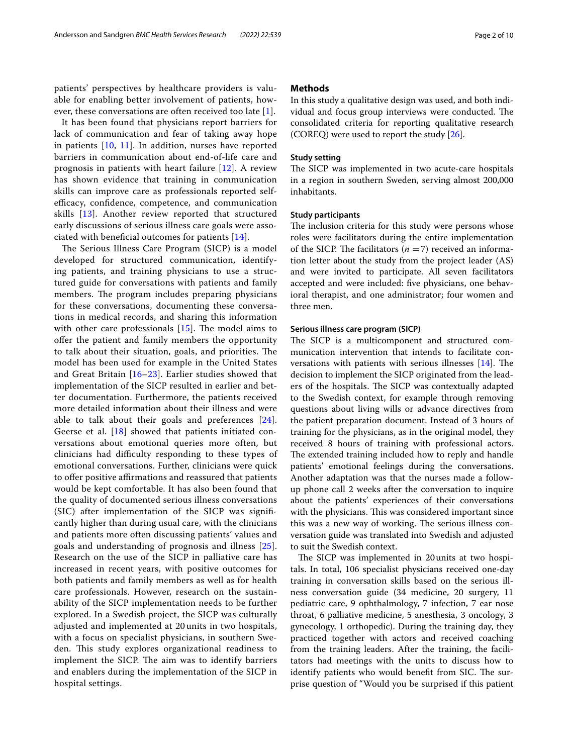patients' perspectives by healthcare providers is valuable for enabling better involvement of patients, however, these conversations are often received too late [1].

It has been found that physicians report barriers for lack of communication and fear of taking away hope in patients [10, 11]. In addition, nurses have reported barriers in communication about end-of-life care and prognosis in patients with heart failure [12]. A review has shown evidence that training in communication skills can improve care as professionals reported self-efficacy, confidence, competence, and communication skills [13]. Another review reported that structured early discussions of serious illness care goals were associated with beneficial outcomes for patients [14].

The Serious Illness Care Program (SICP) is a model developed for structured communication, identifying patients, and training physicians to use a structured guide for conversations with patients and family members. The program includes preparing physicians for these conversations, documenting these conversations in medical records, and sharing this information with other care professionals [15]. The model aims to offer the patient and family members the opportunity to talk about their situation, goals, and priorities. The model has been used for example in the United States and Great Britain [16–23]. Earlier studies showed that implementation of the SICP resulted in earlier and better documentation. Furthermore, the patients received more detailed information about their illness and were able to talk about their goals and preferences [24]. Geerse et al. [18] showed that patients initiated conversations about emotional queries more often, but clinicians had difficulty responding to these types of emotional conversations. Further, clinicians were quick to offer positive affirmations and reassured that patients would be kept comfortable. It has also been found that the quality of documented serious illness conversations (SIC) after implementation of the SICP was significantly higher than during usual care, with the clinicians and patients more often discussing patients' values and goals and understanding of prognosis and illness [25]. Research on the use of the SICP in palliative care has increased in recent years, with positive outcomes for both patients and family members as well as for health care professionals. However, research on the sustainability of the SICP implementation needs to be further explored. In a Swedish project, the SICP was culturally adjusted and implemented at 20 units in two hospitals, with a focus on specialist physicians, in southern Sweden. This study explores organizational readiness to implement the SICP. The aim was to identify barriers and enablers during the implementation of the SICP in hospital settings.

## Methods

In this study a qualitative design was used, and both individual and focus group interviews were conducted. The consolidated criteria for reporting qualitative research (COREQ) were used to report the study [26].

### Study setting

The SICP was implemented in two acute-care hospitals in a region in southern Sweden, serving almost 200,000 inhabitants.

### Study participants

The inclusion criteria for this study were persons whose roles were facilitators during the entire implementation of the SICP. The facilitators ($n = 7$) received an information letter about the study from the project leader (AS) and were invited to participate. All seven facilitators accepted and were included: five physicians, one behavioral therapist, and one administrator; four women and three men.

### Serious illness care program (SICP)

The SICP is a multicomponent and structured communication intervention that intends to facilitate conversations with patients with serious illnesses [14]. The decision to implement the SICP originated from the leaders of the hospitals. The SICP was contextually adapted to the Swedish context, for example through removing questions about living wills or advance directives from the patient preparation document. Instead of 3 hours of training for the physicians, as in the original model, they received 8 hours of training with professional actors. The extended training included how to reply and handle patients' emotional feelings during the conversations. Another adaptation was that the nurses made a follow-up phone call 2 weeks after the conversation to inquire about the patients' experiences of their conversations with the physicians. This was considered important since this was a new way of working. The serious illness conversation guide was translated into Swedish and adjusted to suit the Swedish context.

The SICP was implemented in 20 units at two hospitals. In total, 106 specialist physicians received one-day training in conversation skills based on the serious illness conversation guide (34 medicine, 20 surgery, 11 pediatric care, 9 ophthalmology, 7 infection, 7 ear nose throat, 6 palliative medicine, 5 anesthesia, 3 oncology, 3 gynecology, 1 orthopedic). During the training day, they practiced together with actors and received coaching from the training leaders. After the training, the facilitators had meetings with the units to discuss how to identify patients who would benefit from SIC. The surprise question of "Would you be surprised if this patient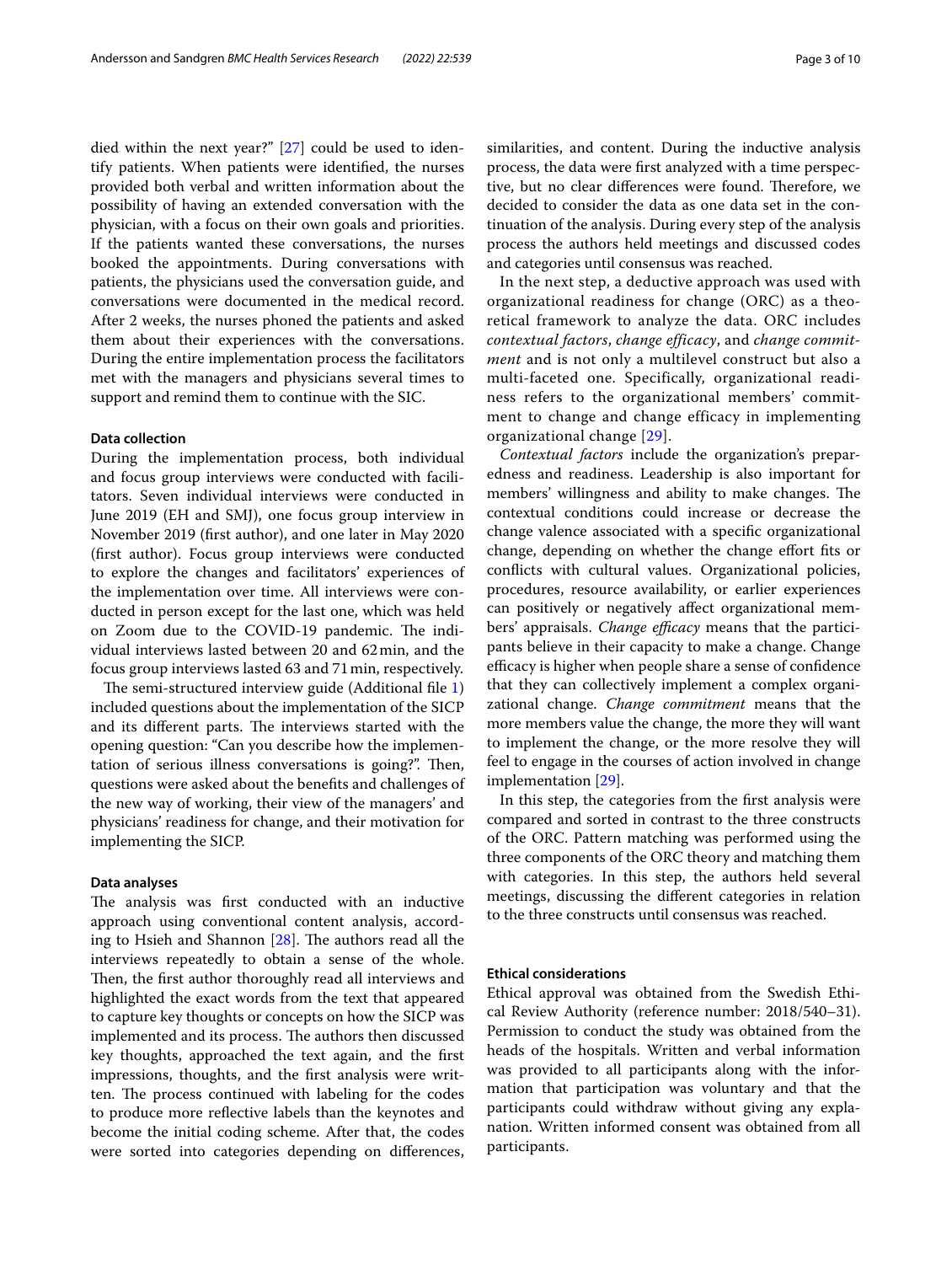died within the next year?" [27] could be used to identify patients. When patients were identified, the nurses provided both verbal and written information about the possibility of having an extended conversation with the physician, with a focus on their own goals and priorities. If the patients wanted these conversations, the nurses booked the appointments. During conversations with patients, the physicians used the conversation guide, and conversations were documented in the medical record. After 2 weeks, the nurses phoned the patients and asked them about their experiences with the conversations. During the entire implementation process the facilitators met with the managers and physicians several times to support and remind them to continue with the SIC.

### Data collection

During the implementation process, both individual and focus group interviews were conducted with facilitators. Seven individual interviews were conducted in June 2019 (EH and SMJ), one focus group interview in November 2019 (first author), and one later in May 2020 (first author). Focus group interviews were conducted to explore the changes and facilitators' experiences of the implementation over time. All interviews were conducted in person except for the last one, which was held on Zoom due to the COVID-19 pandemic. The individual interviews lasted between 20 and 62 min, and the focus group interviews lasted 63 and 71 min, respectively.

The semi-structured interview guide (Additional file 1) included questions about the implementation of the SICP and its different parts. The interviews started with the opening question: "Can you describe how the implementation of serious illness conversations is going?". Then, questions were asked about the benefits and challenges of the new way of working, their view of the managers' and physicians' readiness for change, and their motivation for implementing the SICP.

### Data analyses

The analysis was first conducted with an inductive approach using conventional content analysis, according to Hsieh and Shannon [28]. The authors read all the interviews repeatedly to obtain a sense of the whole. Then, the first author thoroughly read all interviews and highlighted the exact words from the text that appeared to capture key thoughts or concepts on how the SICP was implemented and its process. The authors then discussed key thoughts, approached the text again, and the first impressions, thoughts, and the first analysis were written. The process continued with labeling for the codes to produce more reflective labels than the keynotes and become the initial coding scheme. After that, the codes were sorted into categories depending on differences, similarities, and content. During the inductive analysis process, the data were first analyzed with a time perspective, but no clear differences were found. Therefore, we decided to consider the data as one data set in the continuation of the analysis. During every step of the analysis process the authors held meetings and discussed codes and categories until consensus was reached.

In the next step, a deductive approach was used with organizational readiness for change (ORC) as a theoretical framework to analyze the data. ORC includes *contextual factors*, *change efficacy*, and *change commitment* and is not only a multilevel construct but also a multi-faceted one. Specifically, organizational readiness refers to the organizational members' commitment to change and change efficacy in implementing organizational change [29].

*Contextual factors* include the organization's preparedness and readiness. Leadership is also important for members' willingness and ability to make changes. The contextual conditions could increase or decrease the change valence associated with a specific organizational change, depending on whether the change effort fits or conflicts with cultural values. Organizational policies, procedures, resource availability, or earlier experiences can positively or negatively affect organizational members' appraisals. *Change efficacy* means that the participants believe in their capacity to make a change. Change efficacy is higher when people share a sense of confidence that they can collectively implement a complex organizational change. *Change commitment* means that the more members value the change, the more they will want to implement the change, or the more resolve they will feel to engage in the courses of action involved in change implementation [29].

In this step, the categories from the first analysis were compared and sorted in contrast to the three constructs of the ORC. Pattern matching was performed using the three components of the ORC theory and matching them with categories. In this step, the authors held several meetings, discussing the different categories in relation to the three constructs until consensus was reached.

### Ethical considerations

Ethical approval was obtained from the Swedish Ethical Review Authority (reference number: 2018/540–31). Permission to conduct the study was obtained from the heads of the hospitals. Written and verbal information was provided to all participants along with the information that participation was voluntary and that the participants could withdraw without giving any explanation. Written informed consent was obtained from all participants.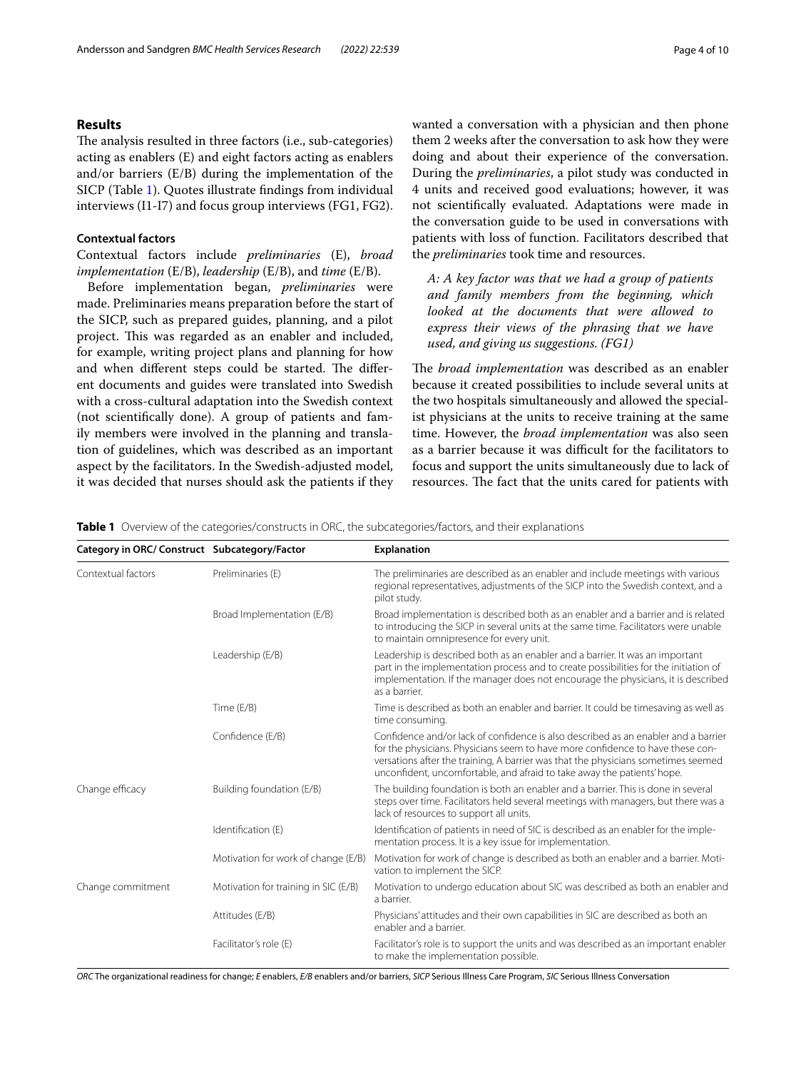## Results

The analysis resulted in three factors (i.e., sub-categories) acting as enablers (E) and eight factors acting as enablers and/or barriers (E/B) during the implementation of the SICP (Table 1). Quotes illustrate findings from individual interviews (I1-I7) and focus group interviews (FG1, FG2).

### Contextual factors

Contextual factors include *preliminaries* (E), *broad implementation* (E/B), *leadership* (E/B), and *time* (E/B).

Before implementation began, *preliminaries* were made. Preliminaries means preparation before the start of the SICP, such as prepared guides, planning, and a pilot project. This was regarded as an enabler and included, for example, writing project plans and planning for how and when different steps could be started. The different documents and guides were translated into Swedish with a cross-cultural adaptation into the Swedish context (not scientifically done). A group of patients and family members were involved in the planning and translation of guidelines, which was described as an important aspect by the facilitators. In the Swedish-adjusted model, it was decided that nurses should ask the patients if they wanted a conversation with a physician and then phone them 2 weeks after the conversation to ask how they were doing and about their experience of the conversation. During the *preliminaries*, a pilot study was conducted in 4 units and received good evaluations; however, it was not scientifically evaluated. Adaptations were made in the conversation guide to be used in conversations with patients with loss of function. Facilitators described that the *preliminaries* took time and resources.

> *A: A key factor was that we had a group of patients and family members from the beginning, which looked at the documents that were allowed to express their views of the phrasing that we have used, and giving us suggestions. (FG1)*

The *broad implementation* was described as an enabler because it created possibilities to include several units at the two hospitals simultaneously and allowed the specialist physicians at the units to receive training at the same time. However, the *broad implementation* was also seen as a barrier because it was difficult for the facilitators to focus and support the units simultaneously due to lack of resources. The fact that the units cared for patients with

**Table 1** Overview of the categories/constructs in ORC, the subcategories/factors, and their explanations

| Category in ORC/ Construct | Subcategory/Factor | Explanation |
|---|---|---|
| Contextual factors | Preliminaries (E) | The preliminaries are described as an enabler and include meetings with various regional representatives, adjustments of the SICP into the Swedish context, and a pilot study. |
| | Broad Implementation (E/B) | Broad implementation is described both as an enabler and a barrier and is related to introducing the SICP in several units at the same time. Facilitators were unable to maintain omnipresence for every unit. |
| | Leadership (E/B) | Leadership is described both as an enabler and a barrier. It was an important part in the implementation process and to create possibilities for the initiation of implementation. If the manager does not encourage the physicians, it is described as a barrier. |
| | Time (E/B) | Time is described as both an enabler and barrier. It could be timesaving as well as time consuming. |
| | Confidence (E/B) | Confidence and/or lack of confidence is also described as an enabler and a barrier for the physicians. Physicians seem to have more confidence to have these conversations after the training, A barrier was that the physicians sometimes seemed unconfident, uncomfortable, and afraid to take away the patients' hope. |
| Change efficacy | Building foundation (E/B) | The building foundation is both an enabler and a barrier. This is done in several steps over time. Facilitators held several meetings with managers, but there was a lack of resources to support all units. |
| | Identification (E) | Identification of patients in need of SIC is described as an enabler for the implementation process. It is a key issue for implementation. |
| | Motivation for work of change (E/B) | Motivation for work of change is described as both an enabler and a barrier. Motivation to implement the SICP. |
| Change commitment | Motivation for training in SIC (E/B) | Motivation to undergo education about SIC was described as both an enabler and a barrier. |
| | Attitudes (E/B) | Physicians' attitudes and their own capabilities in SIC are described as both an enabler and a barrier. |
| | Facilitator's role (E) | Facilitator's role is to support the units and was described as an important enabler to make the implementation possible. |

*ORC* The organizational readiness for change; *E* enablers, *E/B* enablers and/or barriers, *SICP* Serious Illness Care Program, *SIC* Serious Illness Conversation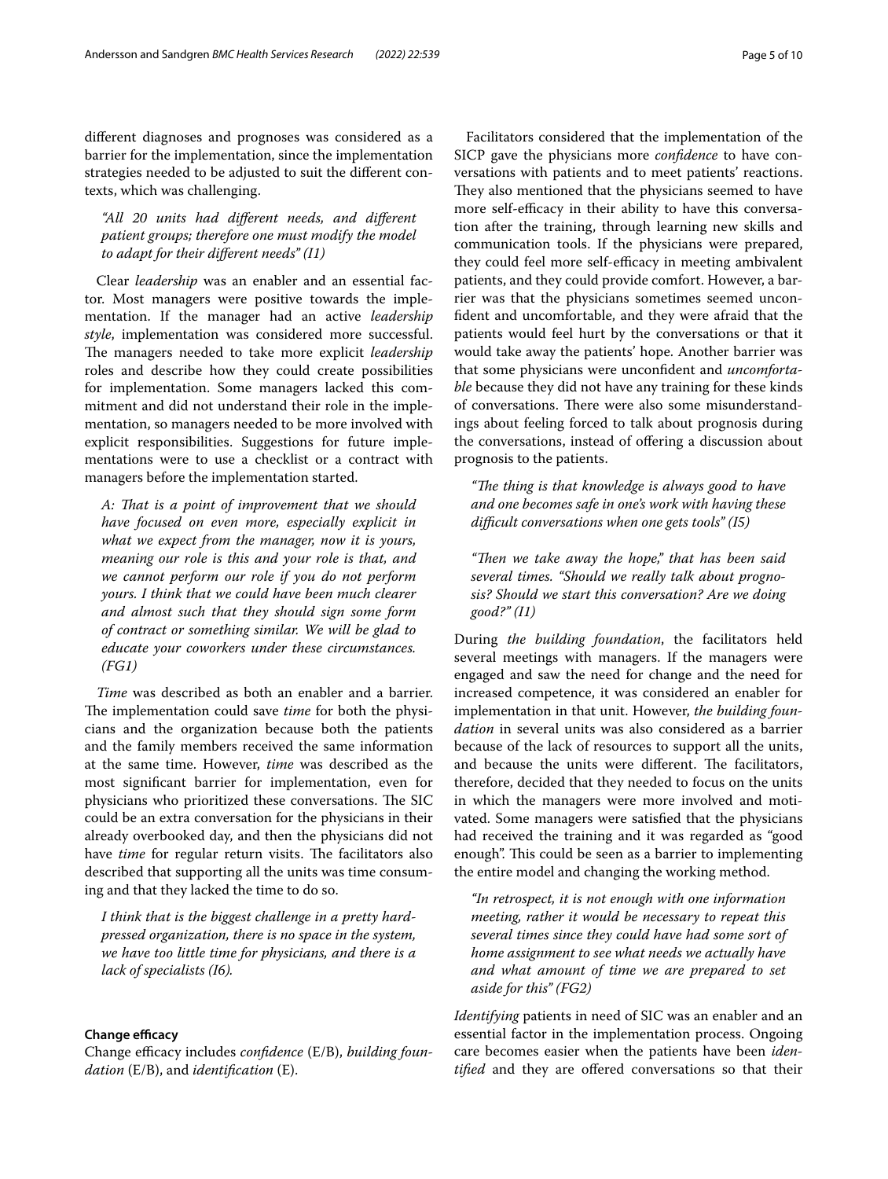different diagnoses and prognoses was considered as a barrier for the implementation, since the implementation strategies needed to be adjusted to suit the different contexts, which was challenging.

> *"All 20 units had different needs, and different patient groups; therefore one must modify the model to adapt for their different needs" (I1)*

Clear *leadership* was an enabler and an essential factor. Most managers were positive towards the implementation. If the manager had an active *leadership style*, implementation was considered more successful. The managers needed to take more explicit *leadership* roles and describe how they could create possibilities for implementation. Some managers lacked this commitment and did not understand their role in the implementation, so managers needed to be more involved with explicit responsibilities. Suggestions for future implementations were to use a checklist or a contract with managers before the implementation started.

> *A: That is a point of improvement that we should have focused on even more, especially explicit in what we expect from the manager, now it is yours, meaning our role is this and your role is that, and we cannot perform our role if you do not perform yours. I think that we could have been much clearer and almost such that they should sign some form of contract or something similar. We will be glad to educate your coworkers under these circumstances. (FG1)*

*Time* was described as both an enabler and a barrier. The implementation could save *time* for both the physicians and the organization because both the patients and the family members received the same information at the same time. However, *time* was described as the most significant barrier for implementation, even for physicians who prioritized these conversations. The SIC could be an extra conversation for the physicians in their already overbooked day, and then the physicians did not have *time* for regular return visits. The facilitators also described that supporting all the units was time consuming and that they lacked the time to do so.

> *I think that is the biggest challenge in a pretty hard-pressed organization, there is no space in the system, we have too little time for physicians, and there is a lack of specialists (I6).*

#### Change efficacy

Change efficacy includes *confidence* (E/B), *building foundation* (E/B), and *identification* (E).

Facilitators considered that the implementation of the SICP gave the physicians more *confidence* to have conversations with patients and to meet patients' reactions. They also mentioned that the physicians seemed to have more self-efficacy in their ability to have this conversation after the training, through learning new skills and communication tools. If the physicians were prepared, they could feel more self-efficacy in meeting ambivalent patients, and they could provide comfort. However, a barrier was that the physicians sometimes seemed unconfident and uncomfortable, and they were afraid that the patients would feel hurt by the conversations or that it would take away the patients' hope. Another barrier was that some physicians were unconfident and *uncomfortable* because they did not have any training for these kinds of conversations. There were also some misunderstandings about feeling forced to talk about prognosis during the conversations, instead of offering a discussion about prognosis to the patients.

> *"The thing is that knowledge is always good to have and one becomes safe in one's work with having these difficult conversations when one gets tools" (I5)*

> *"Then we take away the hope," that has been said several times. "Should we really talk about prognosis? Should we start this conversation? Are we doing good?" (I1)*

During *the building foundation*, the facilitators held several meetings with managers. If the managers were engaged and saw the need for change and the need for increased competence, it was considered an enabler for implementation in that unit. However, *the building foundation* in several units was also considered as a barrier because of the lack of resources to support all the units, and because the units were different. The facilitators, therefore, decided that they needed to focus on the units in which the managers were more involved and motivated. Some managers were satisfied that the physicians had received the training and it was regarded as "good enough". This could be seen as a barrier to implementing the entire model and changing the working method.

> *"In retrospect, it is not enough with one information meeting, rather it would be necessary to repeat this several times since they could have had some sort of home assignment to see what needs we actually have and what amount of time we are prepared to set aside for this" (FG2)*

*Identifying* patients in need of SIC was an enabler and an essential factor in the implementation process. Ongoing care becomes easier when the patients have been *identified* and they are offered conversations so that their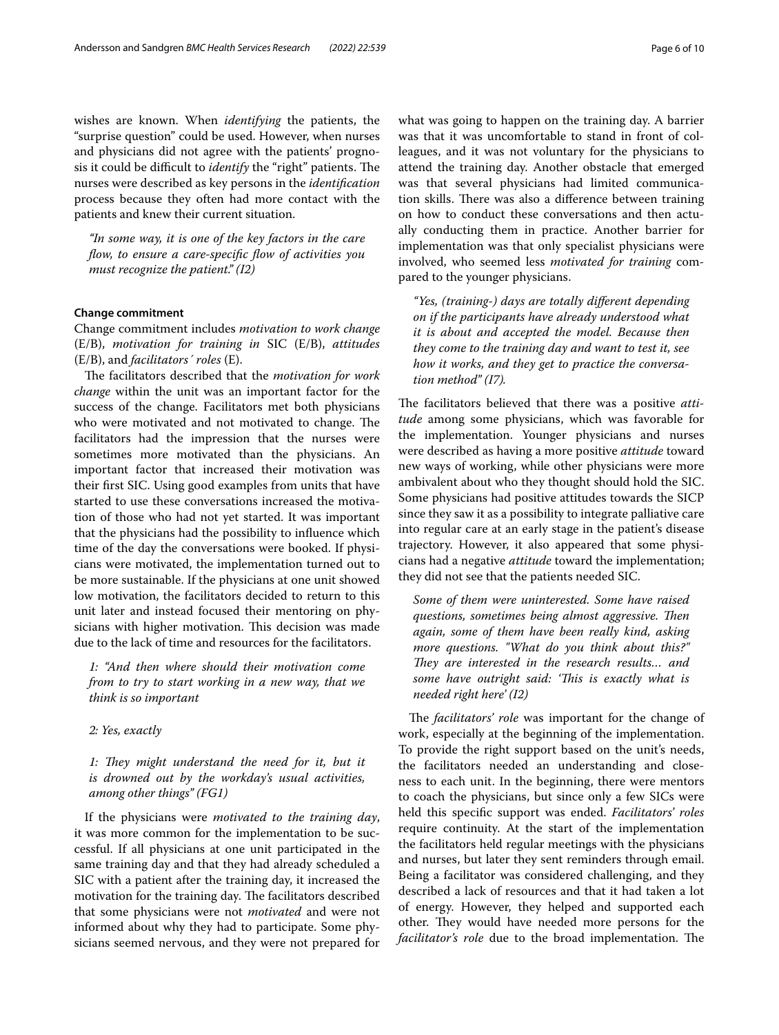wishes are known. When *identifying* the patients, the "surprise question" could be used. However, when nurses and physicians did not agree with the patients' prognosis it could be difficult to *identify* the "right" patients. The nurses were described as key persons in the *identification* process because they often had more contact with the patients and knew their current situation.

> *"In some way, it is one of the key factors in the care flow, to ensure a care-specific flow of activities you must recognize the patient." (I2)*

#### Change commitment

Change commitment includes *motivation to work change* (E/B), *motivation for training in* SIC (E/B), *attitudes* (E/B), and *facilitators´ roles* (E).

The facilitators described that the *motivation for work change* within the unit was an important factor for the success of the change. Facilitators met both physicians who were motivated and not motivated to change. The facilitators had the impression that the nurses were sometimes more motivated than the physicians. An important factor that increased their motivation was their first SIC. Using good examples from units that have started to use these conversations increased the motivation of those who had not yet started. It was important that the physicians had the possibility to influence which time of the day the conversations were booked. If physicians were motivated, the implementation turned out to be more sustainable. If the physicians at one unit showed low motivation, the facilitators decided to return to this unit later and instead focused their mentoring on physicians with higher motivation. This decision was made due to the lack of time and resources for the facilitators.

> *1: "And then where should their motivation come from to try to start working in a new way, that we think is so important*
>
> *2: Yes, exactly*
>
> *1: They might understand the need for it, but it is drowned out by the workday's usual activities, among other things" (FG1)*

If the physicians were *motivated to the training day*, it was more common for the implementation to be successful. If all physicians at one unit participated in the same training day and that they had already scheduled a SIC with a patient after the training day, it increased the motivation for the training day. The facilitators described that some physicians were not *motivated* and were not informed about why they had to participate. Some physicians seemed nervous, and they were not prepared for what was going to happen on the training day. A barrier was that it was uncomfortable to stand in front of colleagues, and it was not voluntary for the physicians to attend the training day. Another obstacle that emerged was that several physicians had limited communication skills. There was also a difference between training on how to conduct these conversations and then actually conducting them in practice. Another barrier for implementation was that only specialist physicians were involved, who seemed less *motivated for training* compared to the younger physicians.

> *"Yes, (training-) days are totally different depending on if the participants have already understood what it is about and accepted the model. Because then they come to the training day and want to test it, see how it works, and they get to practice the conversation method" (I7).*

The facilitators believed that there was a positive *attitude* among some physicians, which was favorable for the implementation. Younger physicians and nurses were described as having a more positive *attitude* toward new ways of working, while other physicians were more ambivalent about who they thought should hold the SIC. Some physicians had positive attitudes towards the SICP since they saw it as a possibility to integrate palliative care into regular care at an early stage in the patient's disease trajectory. However, it also appeared that some physicians had a negative *attitude* toward the implementation; they did not see that the patients needed SIC.

> *Some of them were uninterested. Some have raised questions, sometimes being almost aggressive. Then again, some of them have been really kind, asking more questions. "What do you think about this?" They are interested in the research results… and some have outright said: 'This is exactly what is needed right here' (I2)*

The *facilitators' role* was important for the change of work, especially at the beginning of the implementation. To provide the right support based on the unit's needs, the facilitators needed an understanding and closeness to each unit. In the beginning, there were mentors to coach the physicians, but since only a few SICs were held this specific support was ended. *Facilitators' roles* require continuity. At the start of the implementation the facilitators held regular meetings with the physicians and nurses, but later they sent reminders through email. Being a facilitator was considered challenging, and they described a lack of resources and that it had taken a lot of energy. However, they helped and supported each other. They would have needed more persons for the *facilitator's role* due to the broad implementation. The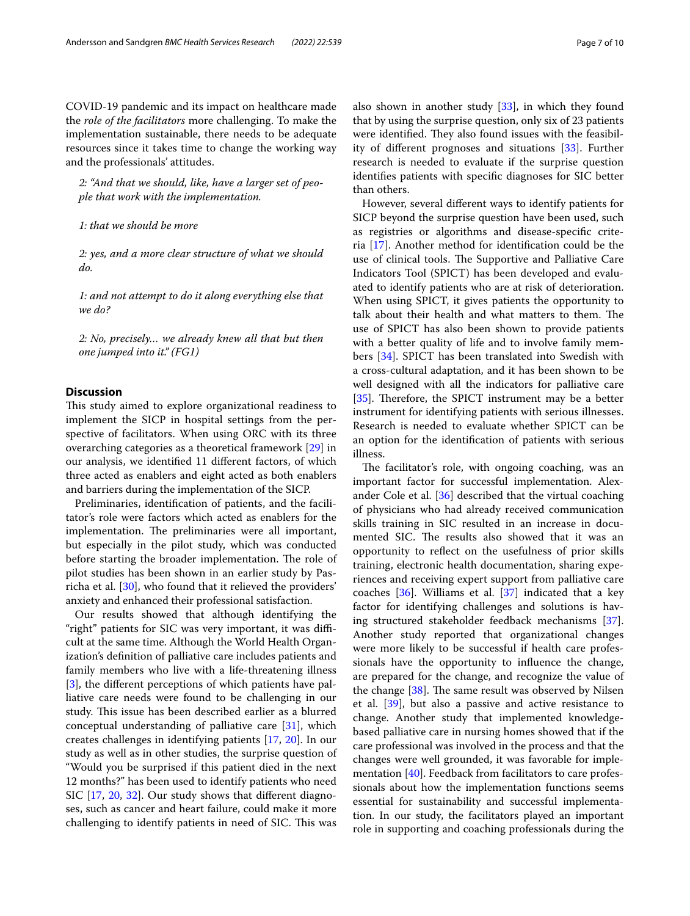COVID-19 pandemic and its impact on healthcare made the *role of the facilitators* more challenging. To make the implementation sustainable, there needs to be adequate resources since it takes time to change the working way and the professionals' attitudes.

> *2: "And that we should, like, have a larger set of people that work with the implementation.*
>
> *1: that we should be more*
>
> *2: yes, and a more clear structure of what we should do.*
>
> *1: and not attempt to do it along everything else that we do?*
>
> *2: No, precisely... we already knew all that but then one jumped into it." (FG1)*

## Discussion

This study aimed to explore organizational readiness to implement the SICP in hospital settings from the perspective of facilitators. When using ORC with its three overarching categories as a theoretical framework [29] in our analysis, we identified 11 different factors, of which three acted as enablers and eight acted as both enablers and barriers during the implementation of the SICP.

Preliminaries, identification of patients, and the facilitator's role were factors which acted as enablers for the implementation. The preliminaries were all important, but especially in the pilot study, which was conducted before starting the broader implementation. The role of pilot studies has been shown in an earlier study by Pasricha et al. [30], who found that it relieved the providers' anxiety and enhanced their professional satisfaction.

Our results showed that although identifying the "right" patients for SIC was very important, it was difficult at the same time. Although the World Health Organization's definition of palliative care includes patients and family members who live with a life-threatening illness [3], the different perceptions of which patients have palliative care needs were found to be challenging in our study. This issue has been described earlier as a blurred conceptual understanding of palliative care [31], which creates challenges in identifying patients [17, 20]. In our study as well as in other studies, the surprise question of "Would you be surprised if this patient died in the next 12 months?" has been used to identify patients who need SIC [17, 20, 32]. Our study shows that different diagnoses, such as cancer and heart failure, could make it more challenging to identify patients in need of SIC. This was also shown in another study [33], in which they found that by using the surprise question, only six of 23 patients were identified. They also found issues with the feasibility of different prognoses and situations [33]. Further research is needed to evaluate if the surprise question identifies patients with specific diagnoses for SIC better than others.

However, several different ways to identify patients for SICP beyond the surprise question have been used, such as registries or algorithms and disease-specific criteria [17]. Another method for identification could be the use of clinical tools. The Supportive and Palliative Care Indicators Tool (SPICT) has been developed and evaluated to identify patients who are at risk of deterioration. When using SPICT, it gives patients the opportunity to talk about their health and what matters to them. The use of SPICT has also been shown to provide patients with a better quality of life and to involve family members [34]. SPICT has been translated into Swedish with a cross-cultural adaptation, and it has been shown to be well designed with all the indicators for palliative care [35]. Therefore, the SPICT instrument may be a better instrument for identifying patients with serious illnesses. Research is needed to evaluate whether SPICT can be an option for the identification of patients with serious illness.

The facilitator's role, with ongoing coaching, was an important factor for successful implementation. Alexander Cole et al. [36] described that the virtual coaching of physicians who had already received communication skills training in SIC resulted in an increase in documented SIC. The results also showed that it was an opportunity to reflect on the usefulness of prior skills training, electronic health documentation, sharing experiences and receiving expert support from palliative care coaches [36]. Williams et al. [37] indicated that a key factor for identifying challenges and solutions is having structured stakeholder feedback mechanisms [37]. Another study reported that organizational changes were more likely to be successful if health care professionals have the opportunity to influence the change, are prepared for the change, and recognize the value of the change [38]. The same result was observed by Nilsen et al. [39], but also a passive and active resistance to change. Another study that implemented knowledge-based palliative care in nursing homes showed that if the care professional was involved in the process and that the changes were well grounded, it was favorable for implementation [40]. Feedback from facilitators to care professionals about how the implementation functions seems essential for sustainability and successful implementation. In our study, the facilitators played an important role in supporting and coaching professionals during the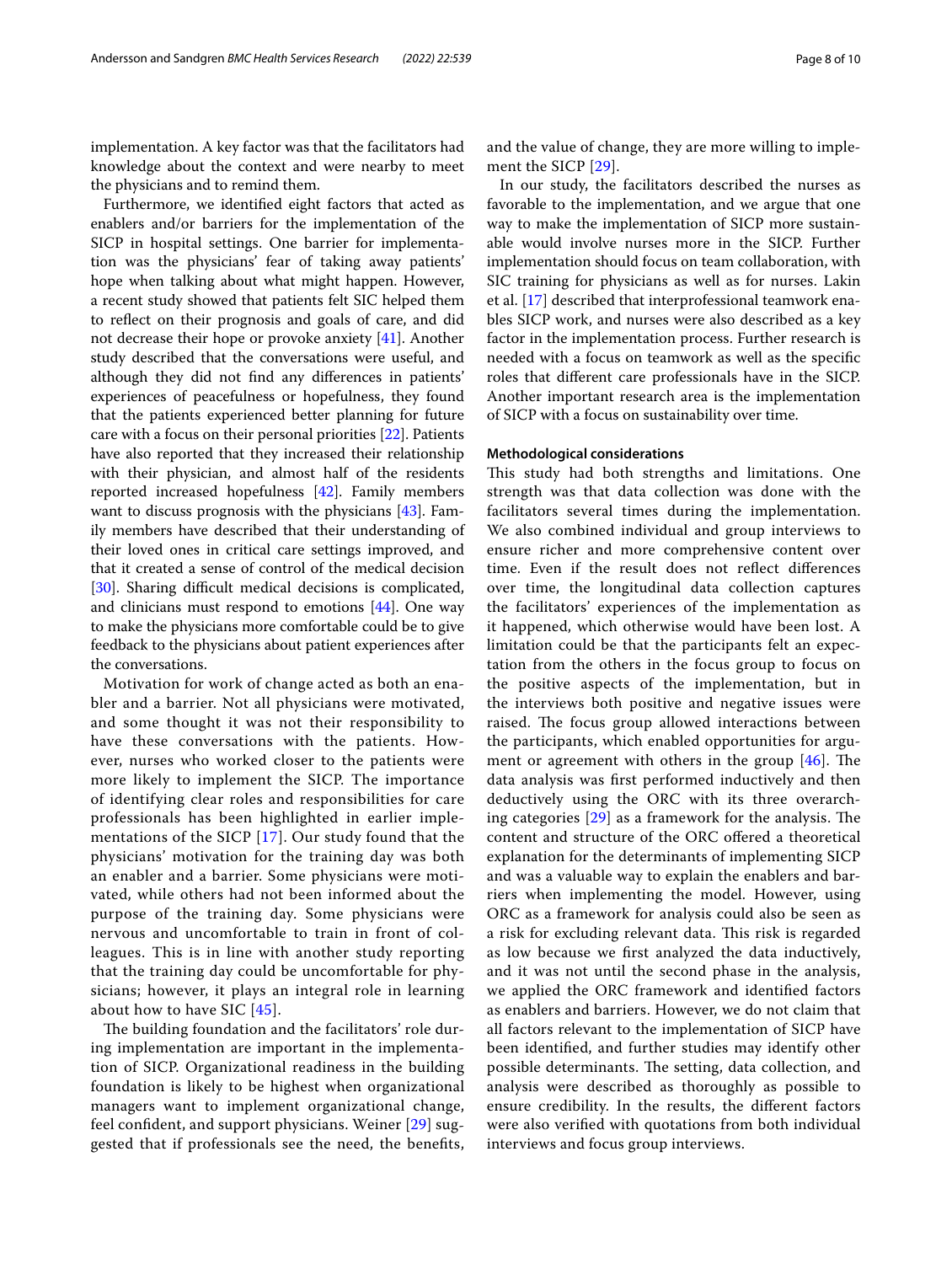implementation. A key factor was that the facilitators had knowledge about the context and were nearby to meet the physicians and to remind them.

Furthermore, we identified eight factors that acted as enablers and/or barriers for the implementation of the SICP in hospital settings. One barrier for implementation was the physicians' fear of taking away patients' hope when talking about what might happen. However, a recent study showed that patients felt SIC helped them to reflect on their prognosis and goals of care, and did not decrease their hope or provoke anxiety [41]. Another study described that the conversations were useful, and although they did not find any differences in patients' experiences of peacefulness or hopefulness, they found that the patients experienced better planning for future care with a focus on their personal priorities [22]. Patients have also reported that they increased their relationship with their physician, and almost half of the residents reported increased hopefulness [42]. Family members want to discuss prognosis with the physicians [43]. Family members have described that their understanding of their loved ones in critical care settings improved, and that it created a sense of control of the medical decision [30]. Sharing difficult medical decisions is complicated, and clinicians must respond to emotions [44]. One way to make the physicians more comfortable could be to give feedback to the physicians about patient experiences after the conversations.

Motivation for work of change acted as both an enabler and a barrier. Not all physicians were motivated, and some thought it was not their responsibility to have these conversations with the patients. However, nurses who worked closer to the patients were more likely to implement the SICP. The importance of identifying clear roles and responsibilities for care professionals has been highlighted in earlier implementations of the SICP [17]. Our study found that the physicians' motivation for the training day was both an enabler and a barrier. Some physicians were motivated, while others had not been informed about the purpose of the training day. Some physicians were nervous and uncomfortable to train in front of colleagues. This is in line with another study reporting that the training day could be uncomfortable for physicians; however, it plays an integral role in learning about how to have SIC [45].

The building foundation and the facilitators' role during implementation are important in the implementation of SICP. Organizational readiness in the building foundation is likely to be highest when organizational managers want to implement organizational change, feel confident, and support physicians. Weiner [29] suggested that if professionals see the need, the benefits, and the value of change, they are more willing to implement the SICP [29].

In our study, the facilitators described the nurses as favorable to the implementation, and we argue that one way to make the implementation of SICP more sustainable would involve nurses more in the SICP. Further implementation should focus on team collaboration, with SIC training for physicians as well as for nurses. Lakin et al. [17] described that interprofessional teamwork enables SICP work, and nurses were also described as a key factor in the implementation process. Further research is needed with a focus on teamwork as well as the specific roles that different care professionals have in the SICP. Another important research area is the implementation of SICP with a focus on sustainability over time.

### Methodological considerations

This study had both strengths and limitations. One strength was that data collection was done with the facilitators several times during the implementation. We also combined individual and group interviews to ensure richer and more comprehensive content over time. Even if the result does not reflect differences over time, the longitudinal data collection captures the facilitators' experiences of the implementation as it happened, which otherwise would have been lost. A limitation could be that the participants felt an expectation from the others in the focus group to focus on the positive aspects of the implementation, but in the interviews both positive and negative issues were raised. The focus group allowed interactions between the participants, which enabled opportunities for argument or agreement with others in the group [46]. The data analysis was first performed inductively and then deductively using the ORC with its three overarching categories [29] as a framework for the analysis. The content and structure of the ORC offered a theoretical explanation for the determinants of implementing SICP and was a valuable way to explain the enablers and barriers when implementing the model. However, using ORC as a framework for analysis could also be seen as a risk for excluding relevant data. This risk is regarded as low because we first analyzed the data inductively, and it was not until the second phase in the analysis, we applied the ORC framework and identified factors as enablers and barriers. However, we do not claim that all factors relevant to the implementation of SICP have been identified, and further studies may identify other possible determinants. The setting, data collection, and analysis were described as thoroughly as possible to ensure credibility. In the results, the different factors were also verified with quotations from both individual interviews and focus group interviews.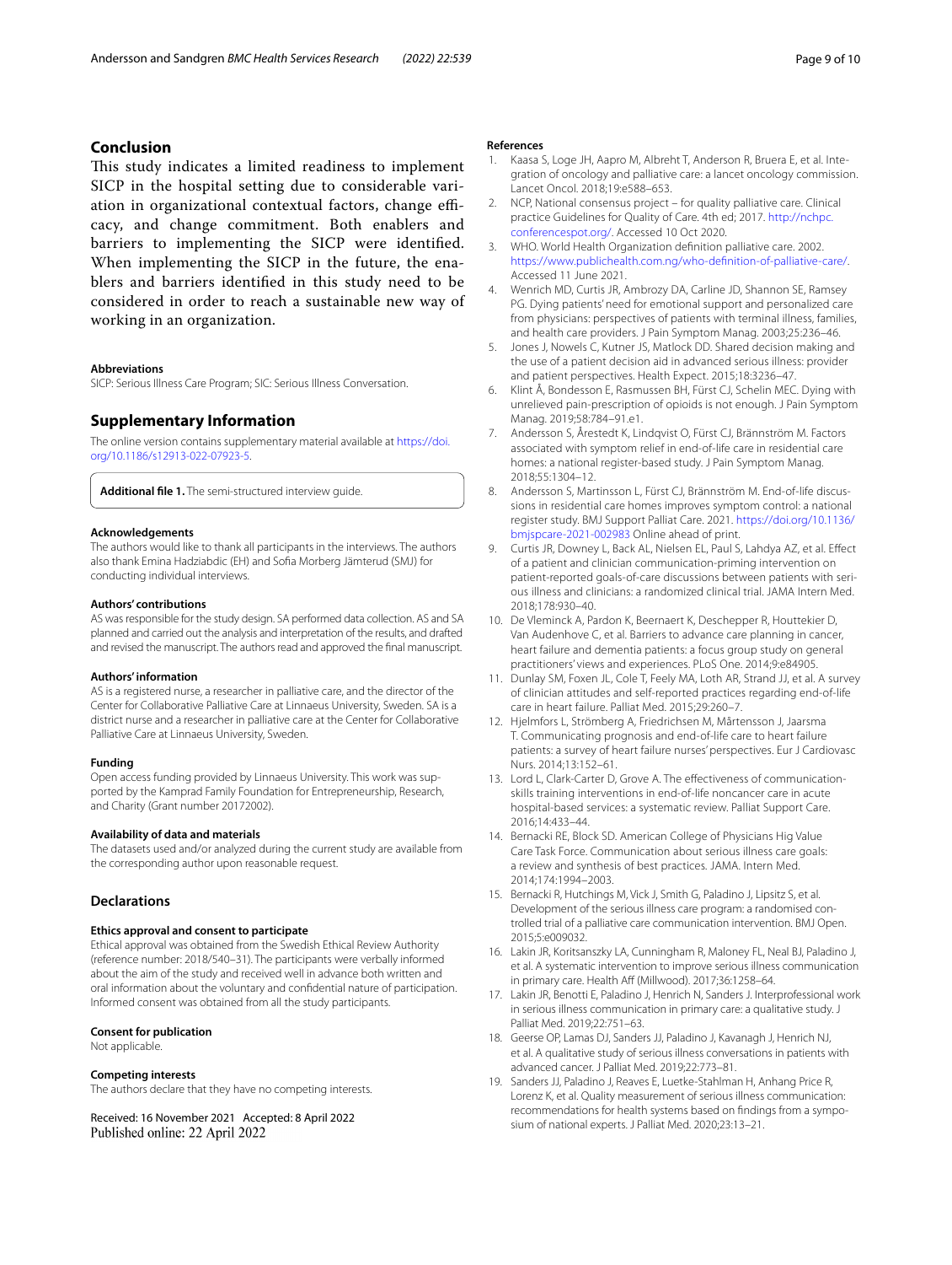## Conclusion

This study indicates a limited readiness to implement SICP in the hospital setting due to considerable variation in organizational contextual factors, change efficacy, and change commitment. Both enablers and barriers to implementing the SICP were identified. When implementing the SICP in the future, the enablers and barriers identified in this study need to be considered in order to reach a sustainable new way of working in an organization.

#### Abbreviations

SICP: Serious Illness Care Program; SIC: Serious Illness Conversation.

## Supplementary Information

The online version contains supplementary material available at https://doi.org/10.1186/s12913-022-07923-5.

**Additional file 1.** The semi-structured interview guide.

#### Acknowledgements

The authors would like to thank all participants in the interviews. The authors also thank Emina Hadziabdic (EH) and Sofia Morberg Jämterud (SMJ) for conducting individual interviews.

#### Authors' contributions

AS was responsible for the study design. SA performed data collection. AS and SA planned and carried out the analysis and interpretation of the results, and drafted and revised the manuscript. The authors read and approved the final manuscript.

#### Authors' information

AS is a registered nurse, a researcher in palliative care, and the director of the Center for Collaborative Palliative Care at Linnaeus University, Sweden. SA is a district nurse and a researcher in palliative care at the Center for Collaborative Palliative Care at Linnaeus University, Sweden.

#### Funding

Open access funding provided by Linnaeus University. This work was supported by the Kamprad Family Foundation for Entrepreneurship, Research, and Charity (Grant number 20172002).

#### Availability of data and materials

The datasets used and/or analyzed during the current study are available from the corresponding author upon reasonable request.

### Declarations

#### Ethics approval and consent to participate

Ethical approval was obtained from the Swedish Ethical Review Authority (reference number: 2018/540–31). The participants were verbally informed about the aim of the study and received well in advance both written and oral information about the voluntary and confidential nature of participation. Informed consent was obtained from all the study participants.

#### Consent for publication

Not applicable.

#### Competing interests

The authors declare that they have no competing interests.

Received: 16 November 2021 Accepted: 8 April 2022
Published online: 22 April 2022

#### References

1. Kaasa S, Loge JH, Aapro M, Albreht T, Anderson R, Bruera E, et al. Integration of oncology and palliative care: a lancet oncology commission. Lancet Oncol. 2018;19:e588–653.
2. NCP, National consensus project – for quality palliative care. Clinical practice Guidelines for Quality of Care. 4th ed; 2017. http://nchpc.conferencespot.org/. Accessed 10 Oct 2020.
3. WHO. World Health Organization definition palliative care. 2002. https://www.publichealth.com.ng/who-definition-of-palliative-care/. Accessed 11 June 2021.
4. Wenrich MD, Curtis JR, Ambrozy DA, Carline JD, Shannon SE, Ramsey PG. Dying patients' need for emotional support and personalized care from physicians: perspectives of patients with terminal illness, families, and health care providers. J Pain Symptom Manag. 2003;25:236–46.
5. Jones J, Nowels C, Kutner JS, Matlock DD. Shared decision making and the use of a patient decision aid in advanced serious illness: provider and patient perspectives. Health Expect. 2015;18:3236–47.
6. Klint Å, Bondesson E, Rasmussen BH, Fürst CJ, Schelin MEC. Dying with unrelieved pain-prescription of opioids is not enough. J Pain Symptom Manag. 2019;58:784–91.e1.
7. Andersson S, Årestedt K, Lindqvist O, Fürst CJ, Brännström M. Factors associated with symptom relief in end-of-life care in residential care homes: a national register-based study. J Pain Symptom Manag. 2018;55:1304–12.
8. Andersson S, Martinsson L, Fürst CJ, Brännström M. End-of-life discussions in residential care homes improves symptom control: a national register study. BMJ Support Palliat Care. 2021. https://doi.org/10.1136/bmjspcare-2021-002983 Online ahead of print.
9. Curtis JR, Downey L, Back AL, Nielsen EL, Paul S, Lahdya AZ, et al. Effect of a patient and clinician communication-priming intervention on patient-reported goals-of-care discussions between patients with serious illness and clinicians: a randomized clinical trial. JAMA Intern Med. 2018;178:930–40.
10. De Vleminck A, Pardon K, Beernaert K, Deschepper R, Houttekier D, Van Audenhove C, et al. Barriers to advance care planning in cancer, heart failure and dementia patients: a focus group study on general practitioners' views and experiences. PLoS One. 2014;9:e84905.
11. Dunlay SM, Foxen JL, Cole T, Feely MA, Loth AR, Strand JJ, et al. A survey of clinician attitudes and self-reported practices regarding end-of-life care in heart failure. Palliat Med. 2015;29:260–7.
12. Hjelmfors L, Strömberg A, Friedrichsen M, Mårtensson J, Jaarsma T. Communicating prognosis and end-of-life care to heart failure patients: a survey of heart failure nurses' perspectives. Eur J Cardiovasc Nurs. 2014;13:152–61.
13. Lord L, Clark-Carter D, Grove A. The effectiveness of communication-skills training interventions in end-of-life noncancer care in acute hospital-based services: a systematic review. Palliat Support Care. 2016;14:433–44.
14. Bernacki RE, Block SD. American College of Physicians Hig Value Care Task Force. Communication about serious illness care goals: a review and synthesis of best practices. JAMA. Intern Med. 2014;174:1994–2003.
15. Bernacki R, Hutchings M, Vick J, Smith G, Paladino J, Lipsitz S, et al. Development of the serious illness care program: a randomised controlled trial of a palliative care communication intervention. BMJ Open. 2015;5:e009032.
16. Lakin JR, Koritsanszky LA, Cunningham R, Maloney FL, Neal BJ, Paladino J, et al. A systematic intervention to improve serious illness communication in primary care. Health Aff (Millwood). 2017;36:1258–64.
17. Lakin JR, Benotti E, Paladino J, Henrich N, Sanders J. Interprofessional work in serious illness communication in primary care: a qualitative study. J Palliat Med. 2019;22:751–63.
18. Geerse OP, Lamas DJ, Sanders JJ, Paladino J, Kavanagh J, Henrich NJ, et al. A qualitative study of serious illness conversations in patients with advanced cancer. J Palliat Med. 2019;22:773–81.
19. Sanders JJ, Paladino J, Reaves E, Luetke-Stahlman H, Anhang Price R, Lorenz K, et al. Quality measurement of serious illness communication: recommendations for health systems based on findings from a symposium of national experts. J Palliat Med. 2020;23:13–21.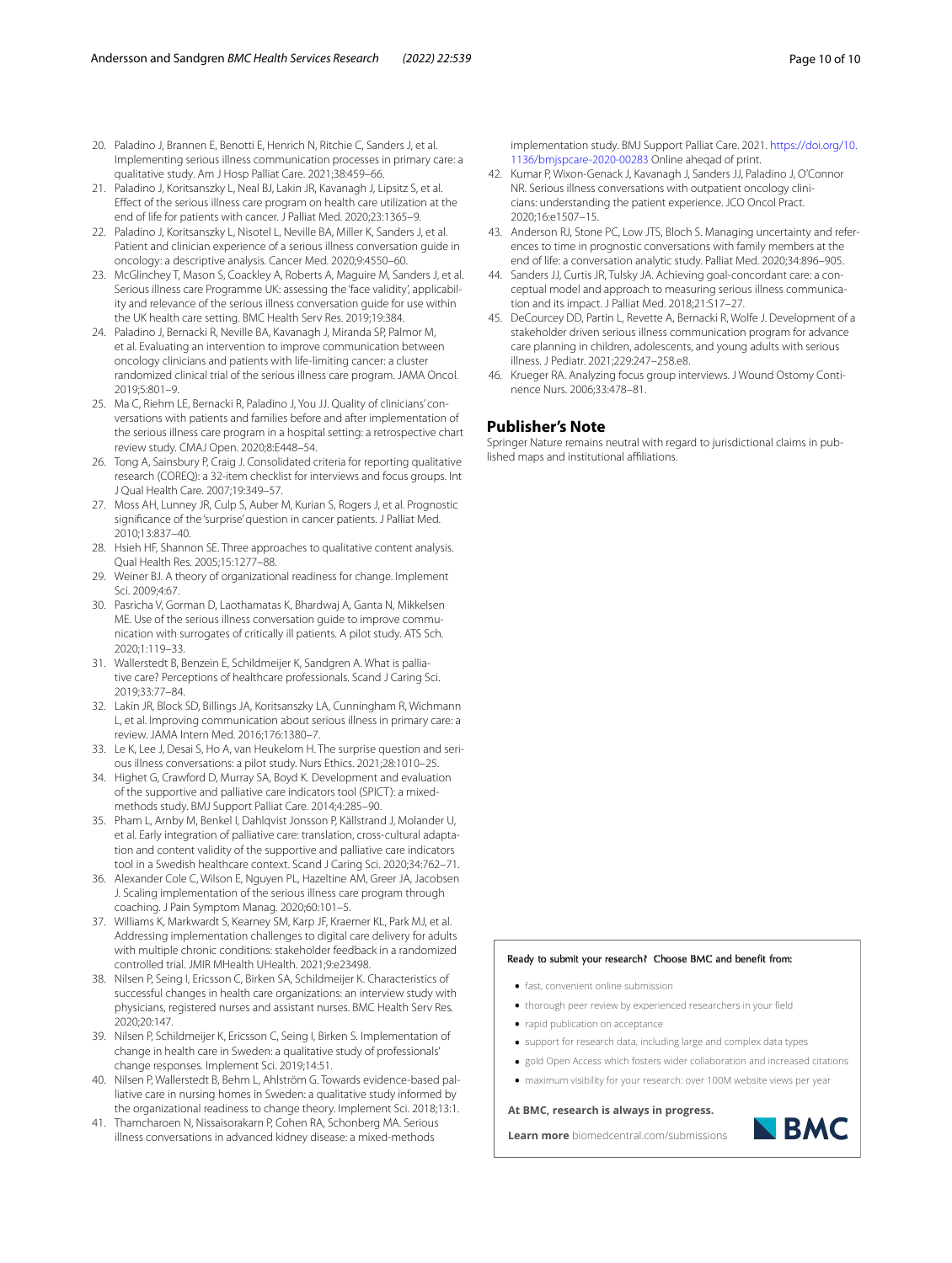20. Paladino J, Brannen E, Benotti E, Henrich N, Ritchie C, Sanders J, et al. Implementing serious illness communication processes in primary care: a qualitative study. Am J Hosp Palliat Care. 2021;38:459–66.
21. Paladino J, Koritsanszky L, Neal BJ, Lakin JR, Kavanagh J, Lipsitz S, et al. Effect of the serious illness care program on health care utilization at the end of life for patients with cancer. J Palliat Med. 2020;23:1365–9.
22. Paladino J, Koritsanszky L, Nisotel L, Neville BA, Miller K, Sanders J, et al. Patient and clinician experience of a serious illness conversation guide in oncology: a descriptive analysis. Cancer Med. 2020;9:4550–60.
23. McGlinchey T, Mason S, Coackley A, Roberts A, Maguire M, Sanders J, et al. Serious illness care Programme UK: assessing the 'face validity', applicability and relevance of the serious illness conversation guide for use within the UK health care setting. BMC Health Serv Res. 2019;19:384.
24. Paladino J, Bernacki R, Neville BA, Kavanagh J, Miranda SP, Palmor M, et al. Evaluating an intervention to improve communication between oncology clinicians and patients with life-limiting cancer: a cluster randomized clinical trial of the serious illness care program. JAMA Oncol. 2019;5:801–9.
25. Ma C, Riehm LE, Bernacki R, Paladino J, You JJ. Quality of clinicians' conversations with patients and families before and after implementation of the serious illness care program in a hospital setting: a retrospective chart review study. CMAJ Open. 2020;8:E448–54.
26. Tong A, Sainsbury P, Craig J. Consolidated criteria for reporting qualitative research (COREQ): a 32-item checklist for interviews and focus groups. Int J Qual Health Care. 2007;19:349–57.
27. Moss AH, Lunney JR, Culp S, Auber M, Kurian S, Rogers J, et al. Prognostic significance of the 'surprise' question in cancer patients. J Palliat Med. 2010;13:837–40.
28. Hsieh HF, Shannon SE. Three approaches to qualitative content analysis. Qual Health Res. 2005;15:1277–88.
29. Weiner BJ. A theory of organizational readiness for change. Implement Sci. 2009;4:67.
30. Pasricha V, Gorman D, Laothamatas K, Bhardwaj A, Ganta N, Mikkelsen ME. Use of the serious illness conversation guide to improve communication with surrogates of critically ill patients. A pilot study. ATS Sch. 2020;1:119–33.
31. Wallerstedt B, Benzein E, Schildmeijer K, Sandgren A. What is palliative care? Perceptions of healthcare professionals. Scand J Caring Sci. 2019;33:77–84.
32. Lakin JR, Block SD, Billings JA, Koritsanszky LA, Cunningham R, Wichmann L, et al. Improving communication about serious illness in primary care: a review. JAMA Intern Med. 2016;176:1380–7.
33. Le K, Lee J, Desai S, Ho A, van Heukelom H. The surprise question and serious illness conversations: a pilot study. Nurs Ethics. 2021;28:1010–25.
34. Highet G, Crawford D, Murray SA, Boyd K. Development and evaluation of the supportive and palliative care indicators tool (SPICT): a mixed-methods study. BMJ Support Palliat Care. 2014;4:285–90.
35. Pham L, Arnby M, Benkel I, Dahlqvist Jonsson P, Källstrand J, Molander U, et al. Early integration of palliative care: translation, cross-cultural adaptation and content validity of the supportive and palliative care indicators tool in a Swedish healthcare context. Scand J Caring Sci. 2020;34:762–71.
36. Alexander Cole C, Wilson E, Nguyen PL, Hazeltine AM, Greer JA, Jacobsen J. Scaling implementation of the serious illness care program through coaching. J Pain Symptom Manag. 2020;60:101–5.
37. Williams K, Markwardt S, Kearney SM, Karp JF, Kraemer KL, Park MJ, et al. Addressing implementation challenges to digital care delivery for adults with multiple chronic conditions: stakeholder feedback in a randomized controlled trial. JMIR MHealth UHealth. 2021;9:e23498.
38. Nilsen P, Seing I, Ericsson C, Birken SA, Schildmeijer K. Characteristics of successful changes in health care organizations: an interview study with physicians, registered nurses and assistant nurses. BMC Health Serv Res. 2020;20:147.
39. Nilsen P, Schildmeijer K, Ericsson C, Seing I, Birken S. Implementation of change in health care in Sweden: a qualitative study of professionals' change responses. Implement Sci. 2019;14:51.
40. Nilsen P, Wallerstedt B, Behm L, Ahlström G. Towards evidence-based palliative care in nursing homes in Sweden: a qualitative study informed by the organizational readiness to change theory. Implement Sci. 2018;13:1.
41. Thamcharoen N, Nissaisorakarn P, Cohen RA, Schonberg MA. Serious illness conversations in advanced kidney disease: a mixed-methods implementation study. BMJ Support Palliat Care. 2021. https://doi.org/10.1136/bmjspcare-2020-00283 Online aheqad of print.
42. Kumar P, Wixon-Genack J, Kavanagh J, Sanders JJ, Paladino J, O'Connor NR. Serious illness conversations with outpatient oncology clinicians: understanding the patient experience. JCO Oncol Pract. 2020;16:e1507–15.
43. Anderson RJ, Stone PC, Low JTS, Bloch S. Managing uncertainty and references to time in prognostic conversations with family members at the end of life: a conversation analytic study. Palliat Med. 2020;34:896–905.
44. Sanders JJ, Curtis JR, Tulsky JA. Achieving goal-concordant care: a conceptual model and approach to measuring serious illness communication and its impact. J Palliat Med. 2018;21:S17–27.
45. DeCourcey DD, Partin L, Revette A, Bernacki R, Wolfe J. Development of a stakeholder driven serious illness communication program for advance care planning in children, adolescents, and young adults with serious illness. J Pediatr. 2021;229:247–258.e8.
46. Krueger RA. Analyzing focus group interviews. J Wound Ostomy Continence Nurs. 2006;33:478–81.

## Publisher's Note

Springer Nature remains neutral with regard to jurisdictional claims in published maps and institutional affiliations.

Ready to submit your research? Choose BMC and benefit from:

- fast, convenient online submission
- thorough peer review by experienced researchers in your field
- rapid publication on acceptance
- support for research data, including large and complex data types
- gold Open Access which fosters wider collaboration and increased citations
- maximum visibility for your research: over 100M website views per year

**At BMC, research is always in progress.**

**Learn more** biomedcentral.com/submissions

BMC